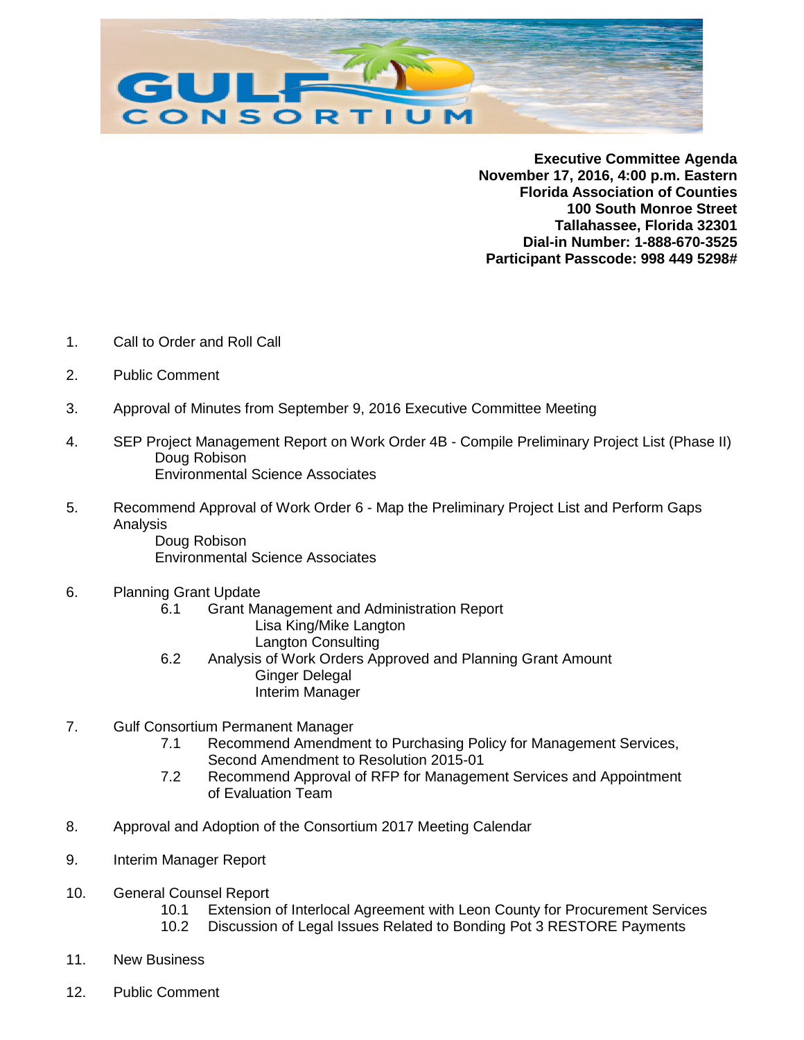GULF CONSORTIUM

**Executive Committee Agenda**
**November 17, 2016, 4:00 p.m. Eastern**
**Florida Association of Counties**
**100 South Monroe Street**
**Tallahassee, Florida 32301**
**Dial-in Number: 1-888-670-3525**
**Participant Passcode: 998 449 5298#**

1. Call to Order and Roll Call

2. Public Comment

3. Approval of Minutes from September 9, 2016 Executive Committee Meeting

4. SEP Project Management Report on Work Order 4B - Compile Preliminary Project List (Phase II)
   Doug Robison
   Environmental Science Associates

5. Recommend Approval of Work Order 6 - Map the Preliminary Project List and Perform Gaps Analysis
   Doug Robison
   Environmental Science Associates

6. Planning Grant Update
   - 6.1 Grant Management and Administration Report
     Lisa King/Mike Langton
     Langton Consulting
   - 6.2 Analysis of Work Orders Approved and Planning Grant Amount
     Ginger Delegal
     Interim Manager

7. Gulf Consortium Permanent Manager
   - 7.1 Recommend Amendment to Purchasing Policy for Management Services, Second Amendment to Resolution 2015-01
   - 7.2 Recommend Approval of RFP for Management Services and Appointment of Evaluation Team

8. Approval and Adoption of the Consortium 2017 Meeting Calendar

9. Interim Manager Report

10. General Counsel Report
    - 10.1 Extension of Interlocal Agreement with Leon County for Procurement Services
    - 10.2 Discussion of Legal Issues Related to Bonding Pot 3 RESTORE Payments

11. New Business

12. Public Comment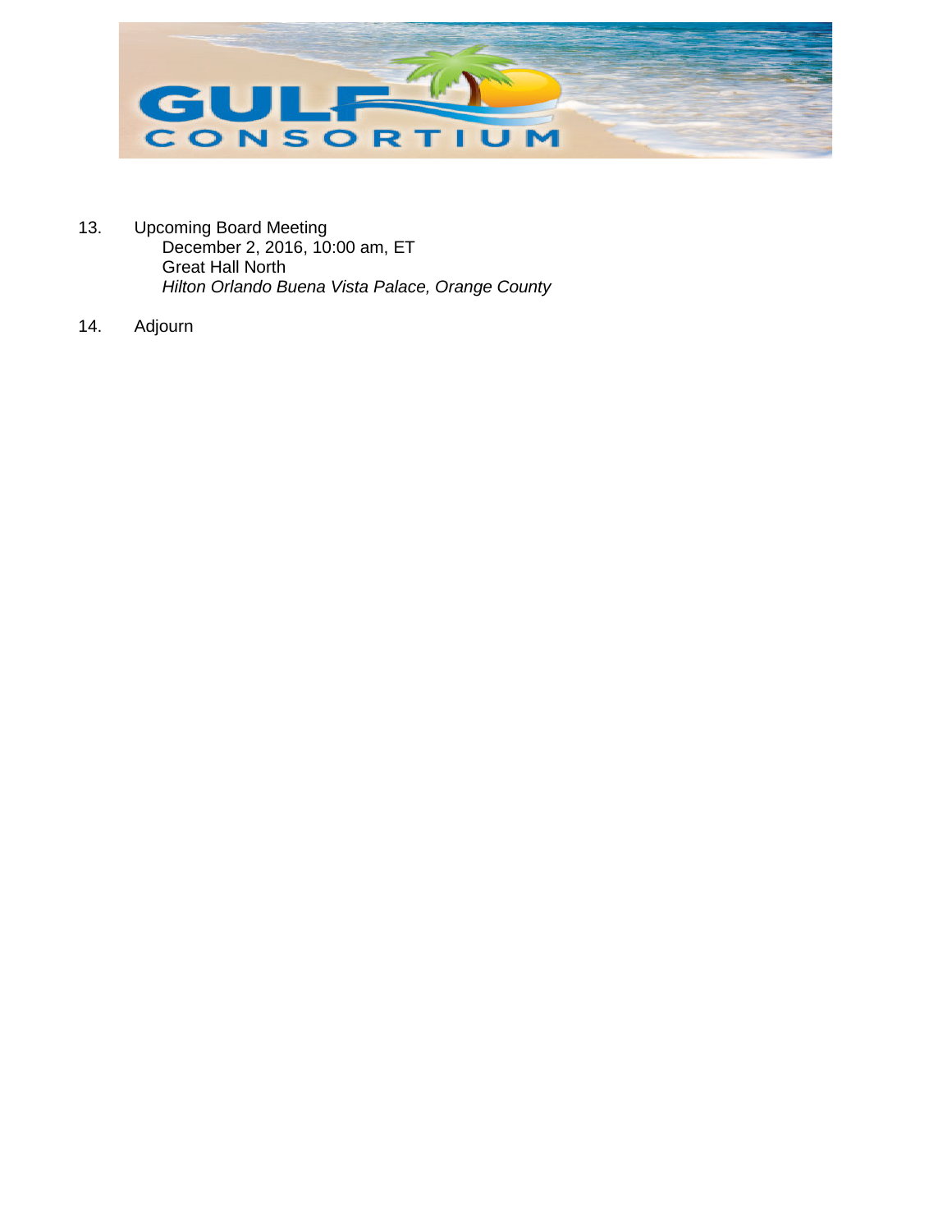13. Upcoming Board Meeting
    December 2, 2016, 10:00 am, ET
    Great Hall North
    *Hilton Orlando Buena Vista Palace, Orange County*

14. Adjourn